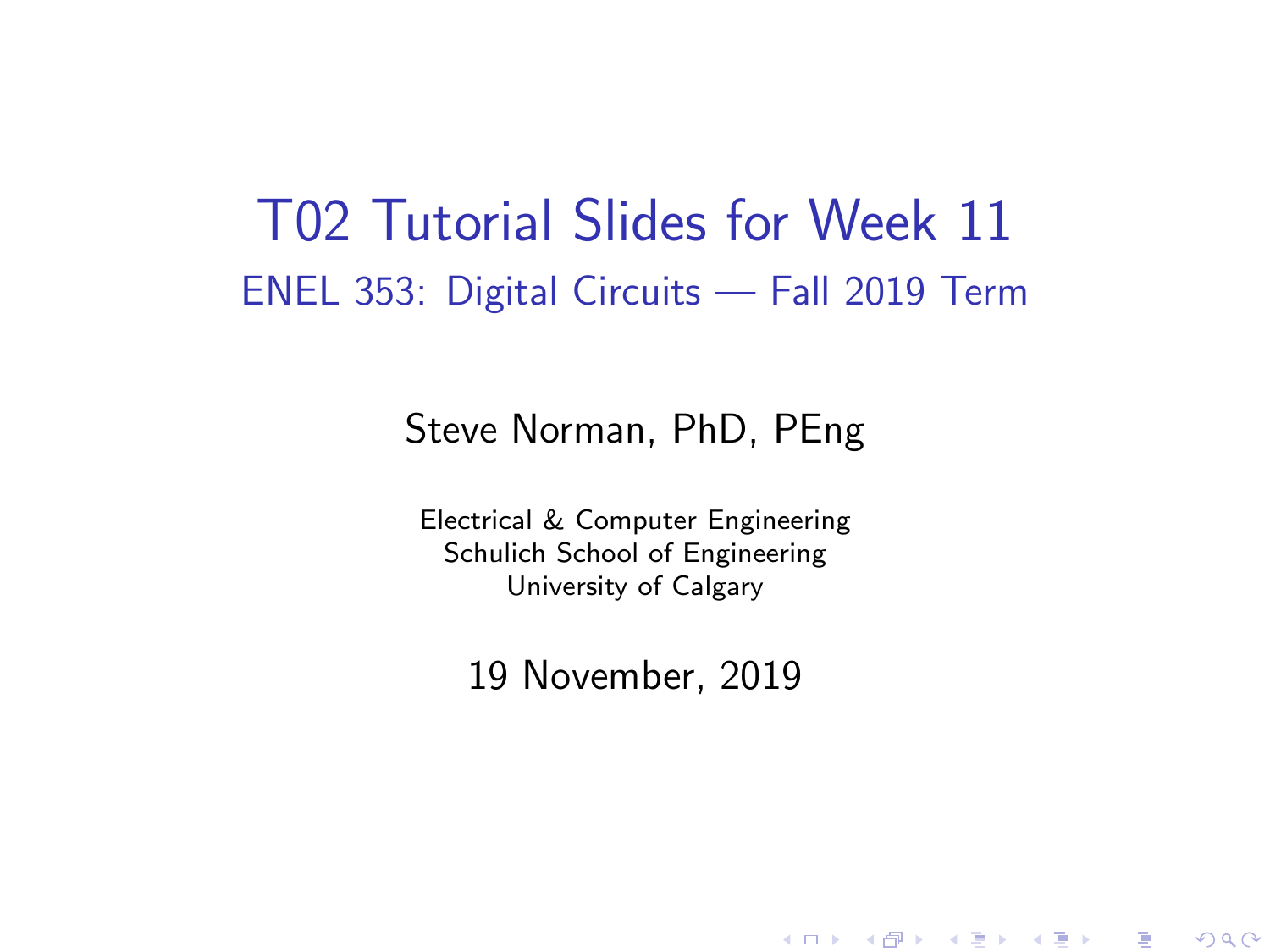# T02 Tutorial Slides for Week 11

## ENEL 353: Digital Circuits — Fall 2019 Term

Steve Norman, PhD, PEng

Electrical & Computer Engineering
Schulich School of Engineering
University of Calgary

19 November, 2019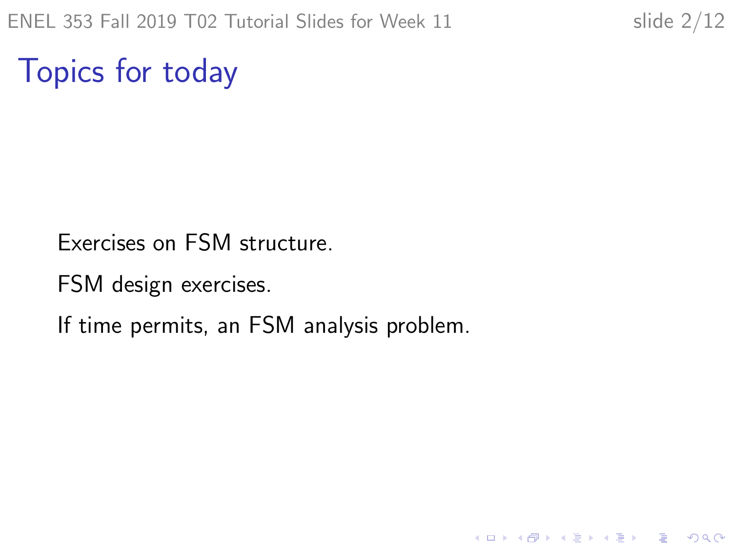# Topics for today

Exercises on FSM structure.

FSM design exercises.

If time permits, an FSM analysis problem.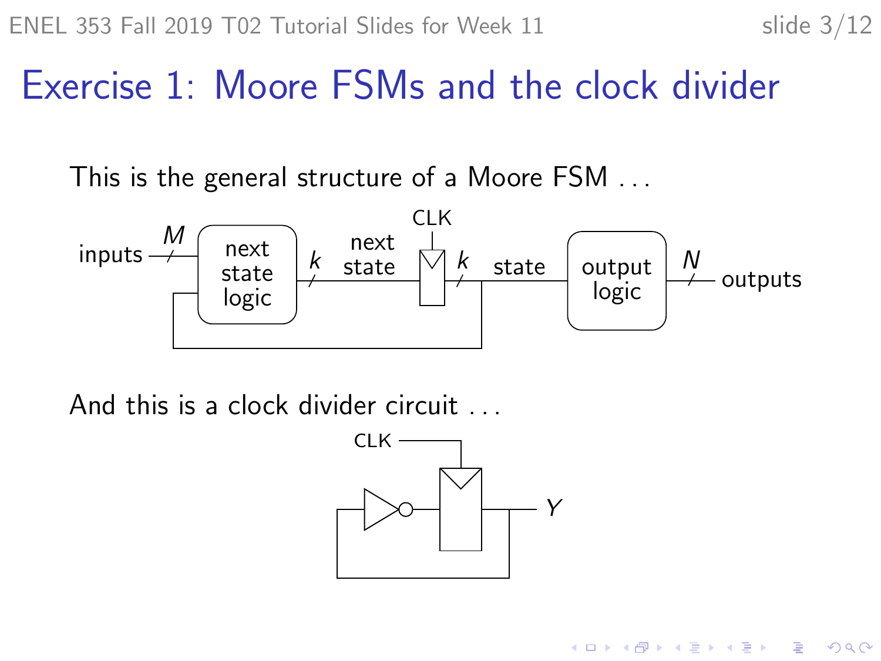# Exercise 1: Moore FSMs and the clock divider

This is the general structure of a Moore FSM . . .

And this is a clock divider circuit . . .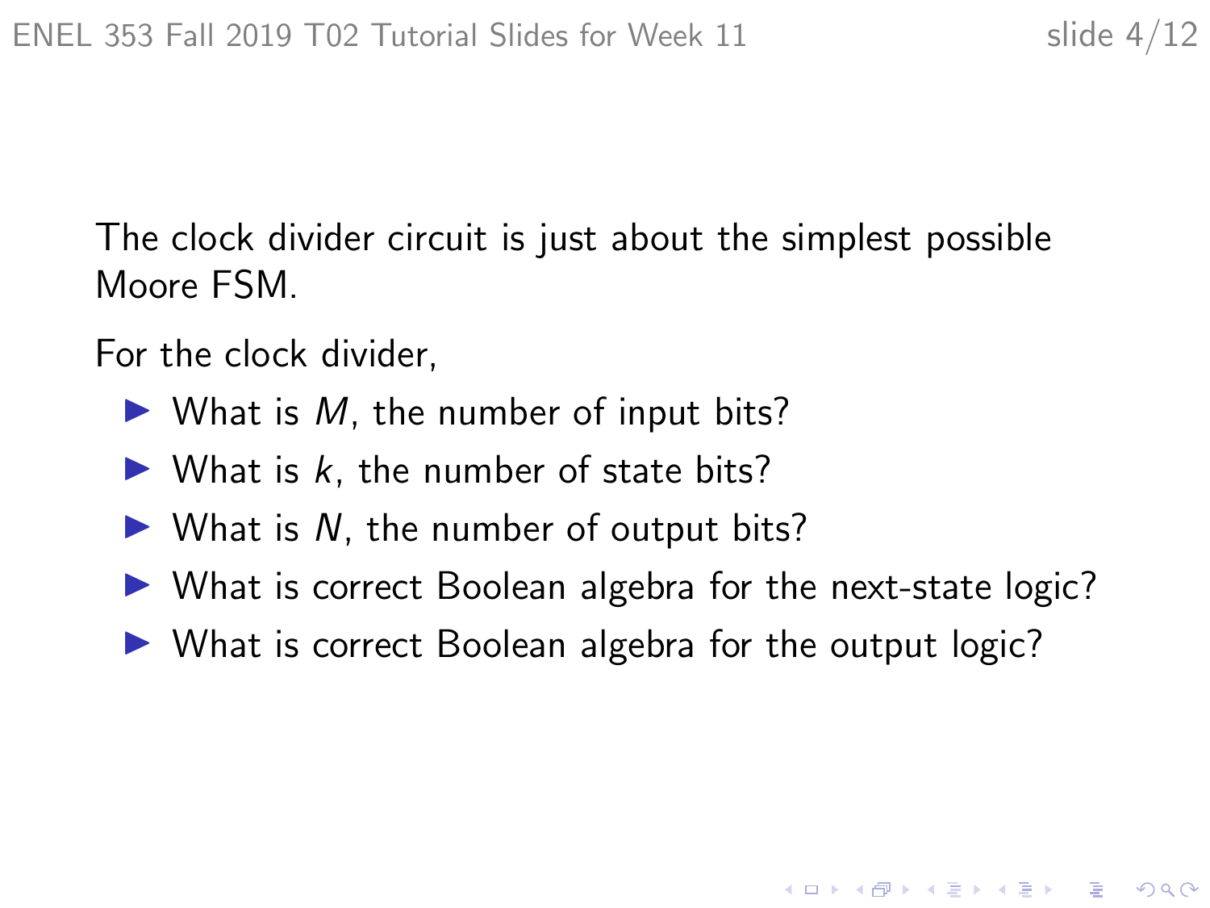The clock divider circuit is just about the simplest possible Moore FSM.

For the clock divider,

- What is $M$, the number of input bits?
- What is $k$, the number of state bits?
- What is $N$, the number of output bits?
- What is correct Boolean algebra for the next-state logic?
- What is correct Boolean algebra for the output logic?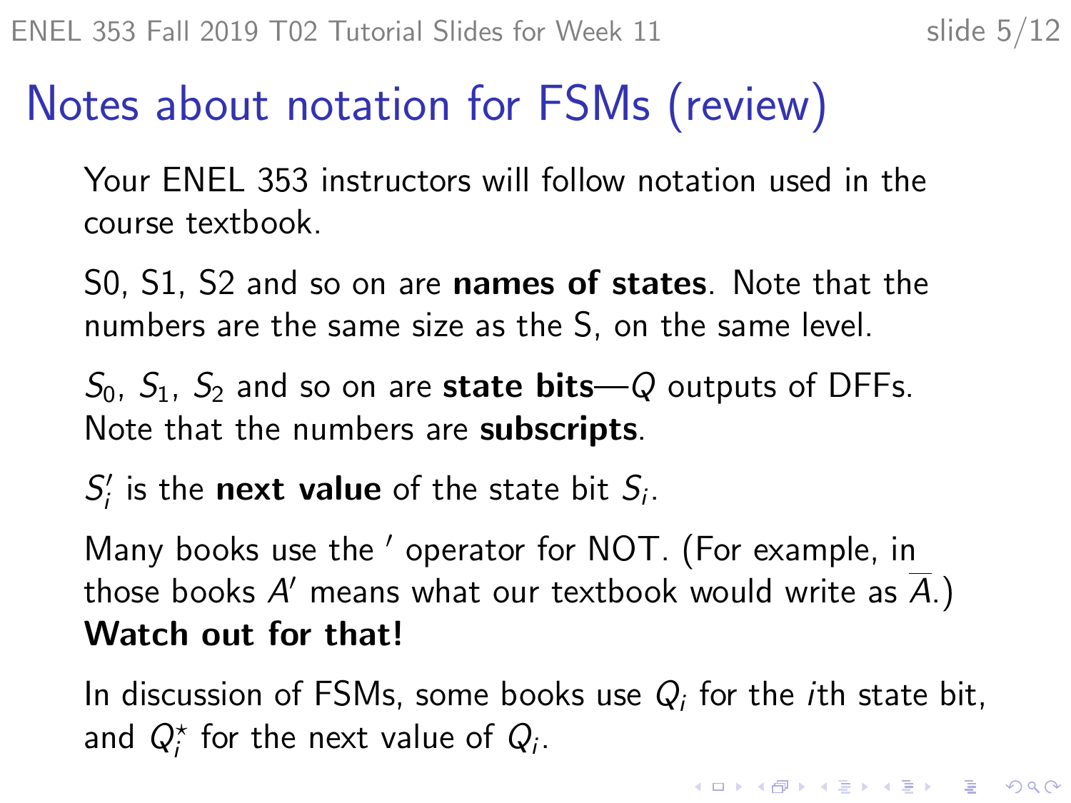# Notes about notation for FSMs (review)

Your ENEL 353 instructors will follow notation used in the course textbook.

S0, S1, S2 and so on are **names of states**. Note that the numbers are the same size as the S, on the same level.

$S_0$, $S_1$, $S_2$ and so on are **state bits**—$Q$ outputs of DFFs. Note that the numbers are **subscripts**.

$S_i'$ is the **next value** of the state bit $S_i$.

Many books use the $'$ operator for NOT. (For example, in those books $A'$ means what our textbook would write as $\overline{A}$.) **Watch out for that!**

In discussion of FSMs, some books use $Q_i$ for the $i$th state bit, and $Q_i^\star$ for the next value of $Q_i$.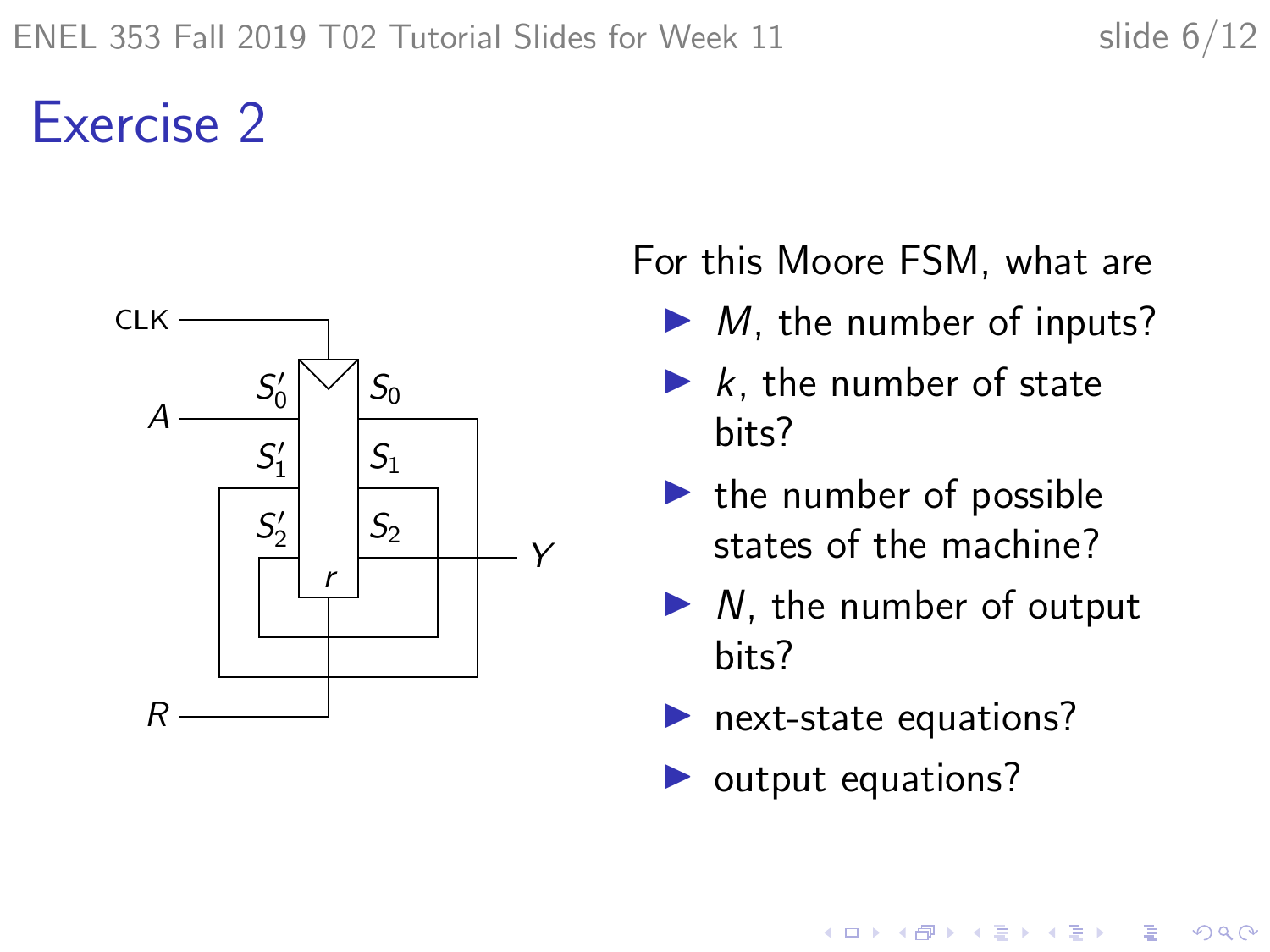# Exercise 2

For this Moore FSM, what are

- $M$, the number of inputs?
- $k$, the number of state bits?
- the number of possible states of the machine?
- $N$, the number of output bits?
- next-state equations?
- output equations?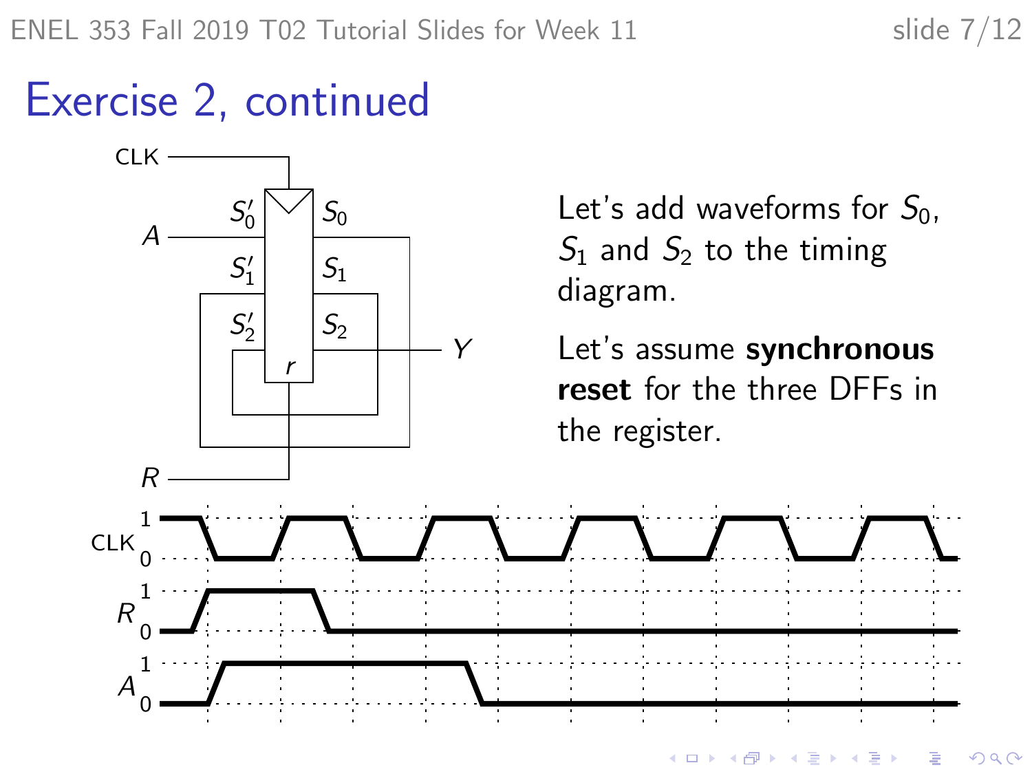# Exercise 2, continued

Let's add waveforms for $S_0$, $S_1$ and $S_2$ to the timing diagram.

Let's assume **synchronous reset** for the three DFFs in the register.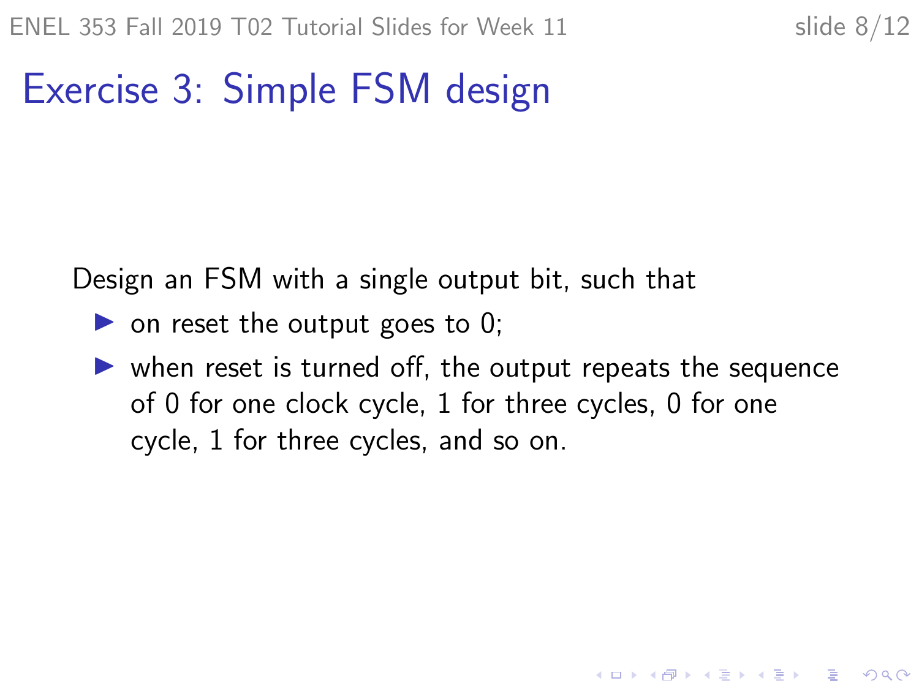# Exercise 3: Simple FSM design

Design an FSM with a single output bit, such that

- on reset the output goes to 0;
- when reset is turned off, the output repeats the sequence of 0 for one clock cycle, 1 for three cycles, 0 for one cycle, 1 for three cycles, and so on.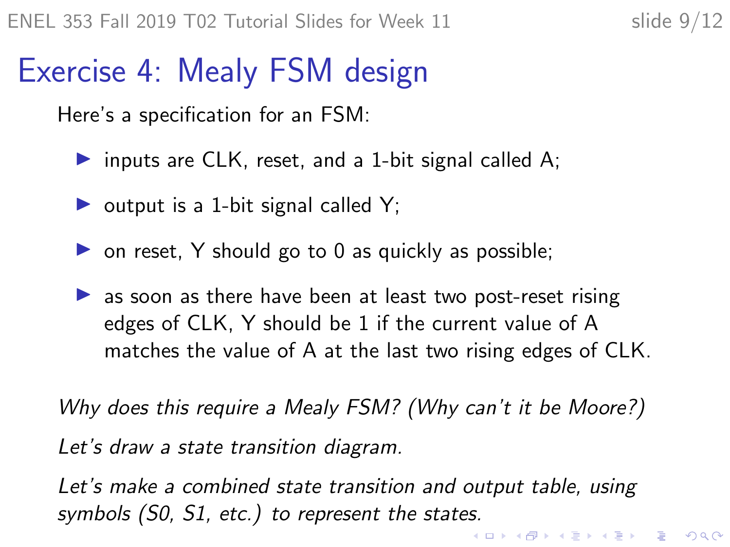# Exercise 4: Mealy FSM design

Here's a specification for an FSM:

- inputs are CLK, reset, and a 1-bit signal called A;
- output is a 1-bit signal called Y;
- on reset, Y should go to 0 as quickly as possible;
- as soon as there have been at least two post-reset rising edges of CLK, Y should be 1 if the current value of A matches the value of A at the last two rising edges of CLK.

*Why does this require a Mealy FSM? (Why can't it be Moore?)*

*Let's draw a state transition diagram.*

*Let's make a combined state transition and output table, using symbols (S0, S1, etc.) to represent the states.*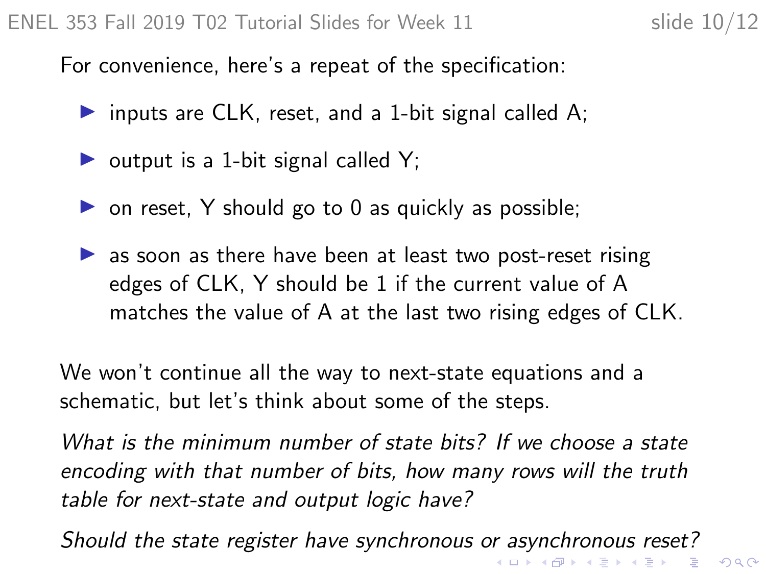For convenience, here's a repeat of the specification:

- inputs are CLK, reset, and a 1-bit signal called A;
- output is a 1-bit signal called Y;
- on reset, Y should go to 0 as quickly as possible;
- as soon as there have been at least two post-reset rising edges of CLK, Y should be 1 if the current value of A matches the value of A at the last two rising edges of CLK.

We won't continue all the way to next-state equations and a schematic, but let's think about some of the steps.

*What is the minimum number of state bits? If we choose a state encoding with that number of bits, how many rows will the truth table for next-state and output logic have?*

*Should the state register have synchronous or asynchronous reset?*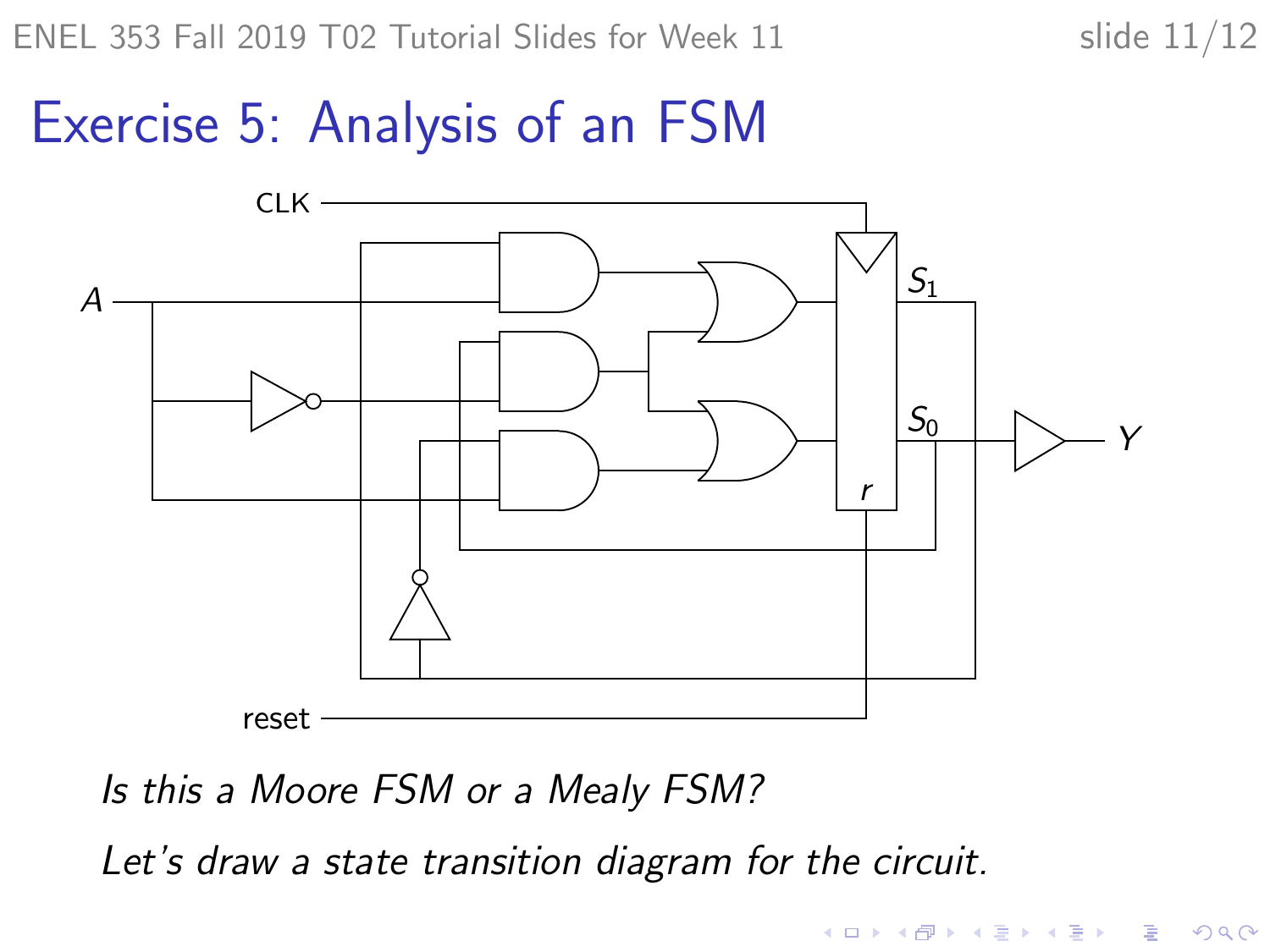# Exercise 5: Analysis of an FSM

*Is this a Moore FSM or a Mealy FSM?*

*Let's draw a state transition diagram for the circuit.*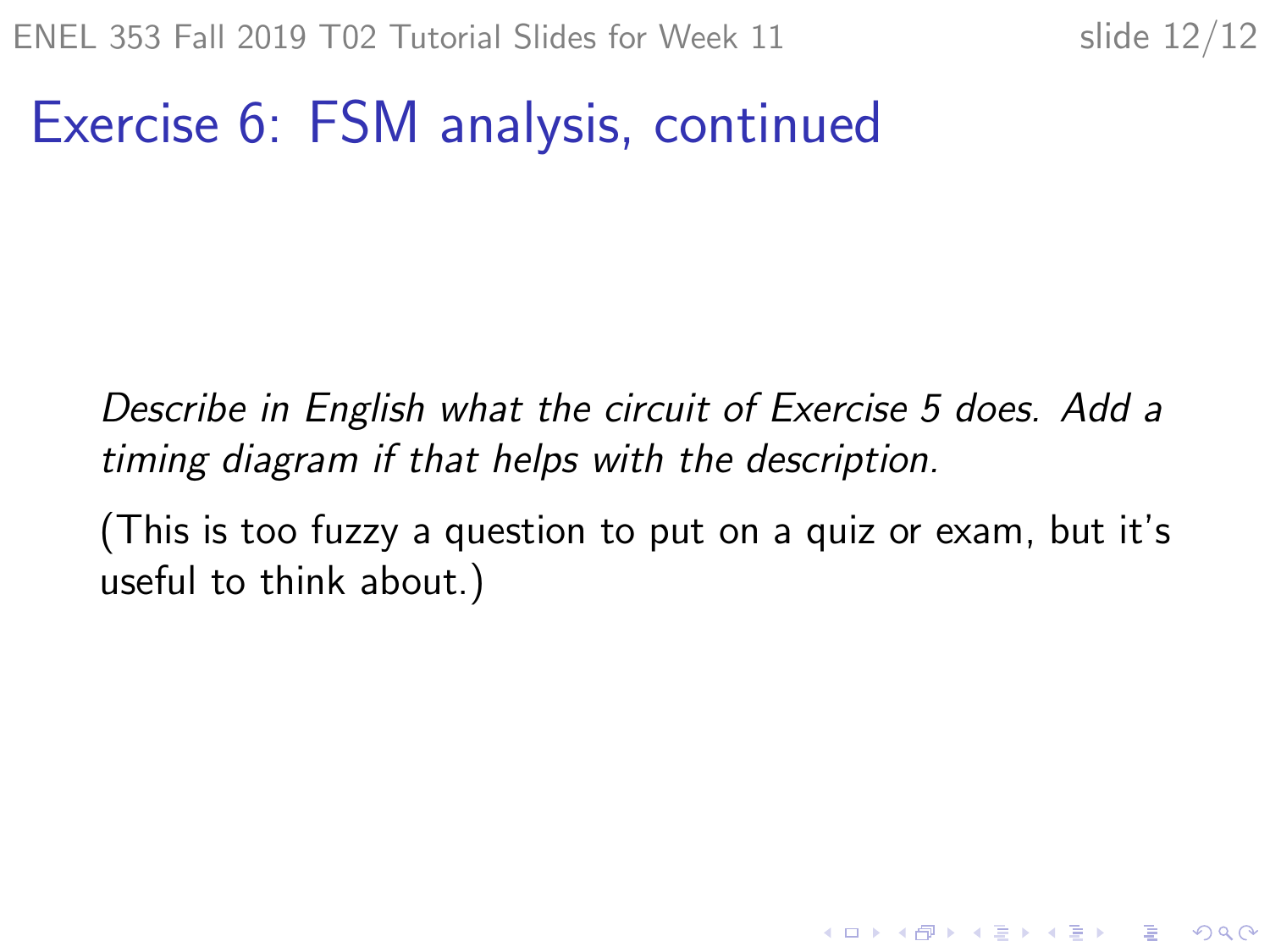# Exercise 6: FSM analysis, continued

*Describe in English what the circuit of Exercise 5 does. Add a timing diagram if that helps with the description.*

(This is too fuzzy a question to put on a quiz or exam, but it's useful to think about.)